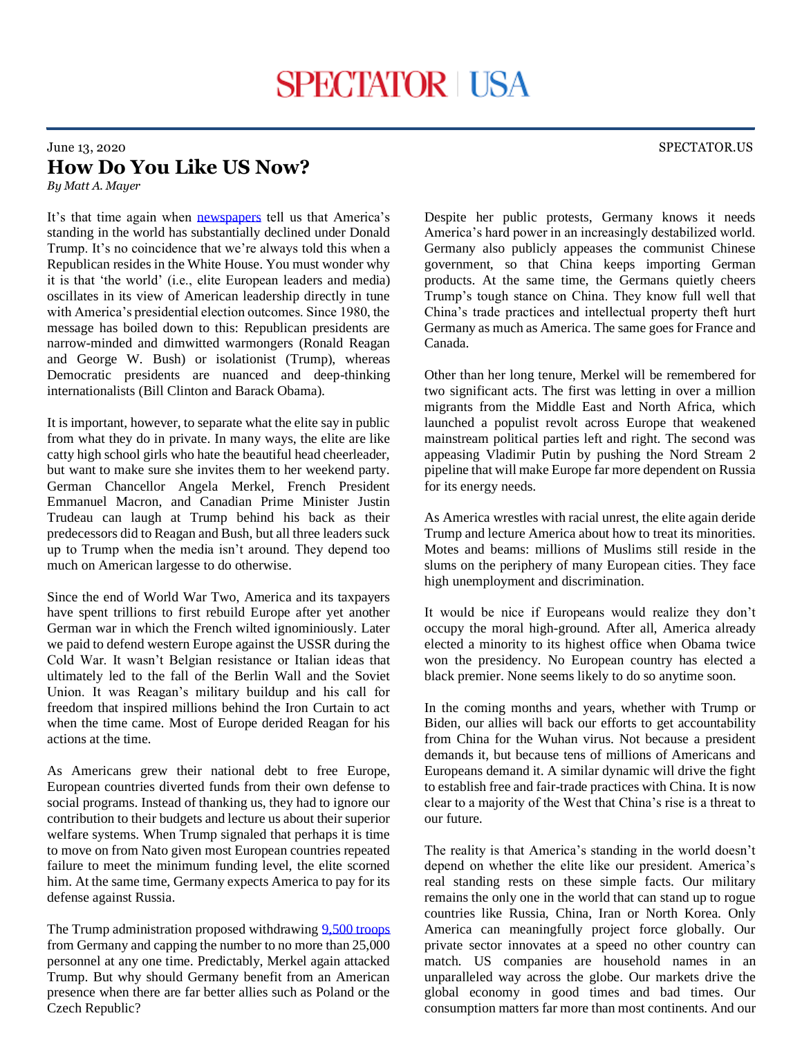June 13, 2020

# How Do You Like US Now?

*By Matt A. Mayer*

It's that time again when newspapers tell us that America's standing in the world has substantially declined under Donald Trump. It's no coincidence that we're always told this when a Republican resides in the White House. You must wonder why it is that 'the world' (i.e., elite European leaders and media) oscillates in its view of American leadership directly in tune with America's presidential election outcomes. Since 1980, the message has boiled down to this: Republican presidents are narrow-minded and dimwitted warmongers (Ronald Reagan and George W. Bush) or isolationist (Trump), whereas Democratic presidents are nuanced and deep-thinking internationalists (Bill Clinton and Barack Obama).

It is important, however, to separate what the elite say in public from what they do in private. In many ways, the elite are like catty high school girls who hate the beautiful head cheerleader, but want to make sure she invites them to her weekend party. German Chancellor Angela Merkel, French President Emmanuel Macron, and Canadian Prime Minister Justin Trudeau can laugh at Trump behind his back as their predecessors did to Reagan and Bush, but all three leaders suck up to Trump when the media isn't around. They depend too much on American largesse to do otherwise.

Since the end of World War Two, America and its taxpayers have spent trillions to first rebuild Europe after yet another German war in which the French wilted ignominiously. Later we paid to defend western Europe against the USSR during the Cold War. It wasn't Belgian resistance or Italian ideas that ultimately led to the fall of the Berlin Wall and the Soviet Union. It was Reagan's military buildup and his call for freedom that inspired millions behind the Iron Curtain to act when the time came. Most of Europe derided Reagan for his actions at the time.

As Americans grew their national debt to free Europe, European countries diverted funds from their own defense to social programs. Instead of thanking us, they had to ignore our contribution to their budgets and lecture us about their superior welfare systems. When Trump signaled that perhaps it is time to move on from Nato given most European countries repeated failure to meet the minimum funding level, the elite scorned him. At the same time, Germany expects America to pay for its defense against Russia.

The Trump administration proposed withdrawing 9,500 troops from Germany and capping the number to no more than 25,000 personnel at any one time. Predictably, Merkel again attacked Trump. But why should Germany benefit from an American presence when there are far better allies such as Poland or the Czech Republic?

Despite her public protests, Germany knows it needs America's hard power in an increasingly destabilized world. Germany also publicly appeases the communist Chinese government, so that China keeps importing German products. At the same time, the Germans quietly cheers Trump's tough stance on China. They know full well that China's trade practices and intellectual property theft hurt Germany as much as America. The same goes for France and Canada.

Other than her long tenure, Merkel will be remembered for two significant acts. The first was letting in over a million migrants from the Middle East and North Africa, which launched a populist revolt across Europe that weakened mainstream political parties left and right. The second was appeasing Vladimir Putin by pushing the Nord Stream 2 pipeline that will make Europe far more dependent on Russia for its energy needs.

As America wrestles with racial unrest, the elite again deride Trump and lecture America about how to treat its minorities. Motes and beams: millions of Muslims still reside in the slums on the periphery of many European cities. They face high unemployment and discrimination.

It would be nice if Europeans would realize they don't occupy the moral high-ground. After all, America already elected a minority to its highest office when Obama twice won the presidency. No European country has elected a black premier. None seems likely to do so anytime soon.

In the coming months and years, whether with Trump or Biden, our allies will back our efforts to get accountability from China for the Wuhan virus. Not because a president demands it, but because tens of millions of Americans and Europeans demand it. A similar dynamic will drive the fight to establish free and fair-trade practices with China. It is now clear to a majority of the West that China's rise is a threat to our future.

The reality is that America's standing in the world doesn't depend on whether the elite like our president. America's real standing rests on these simple facts. Our military remains the only one in the world that can stand up to rogue countries like Russia, China, Iran or North Korea. Only America can meaningfully project force globally. Our private sector innovates at a speed no other country can match. US companies are household names in an unparalleled way across the globe. Our markets drive the global economy in good times and bad times. Our consumption matters far more than most continents. And our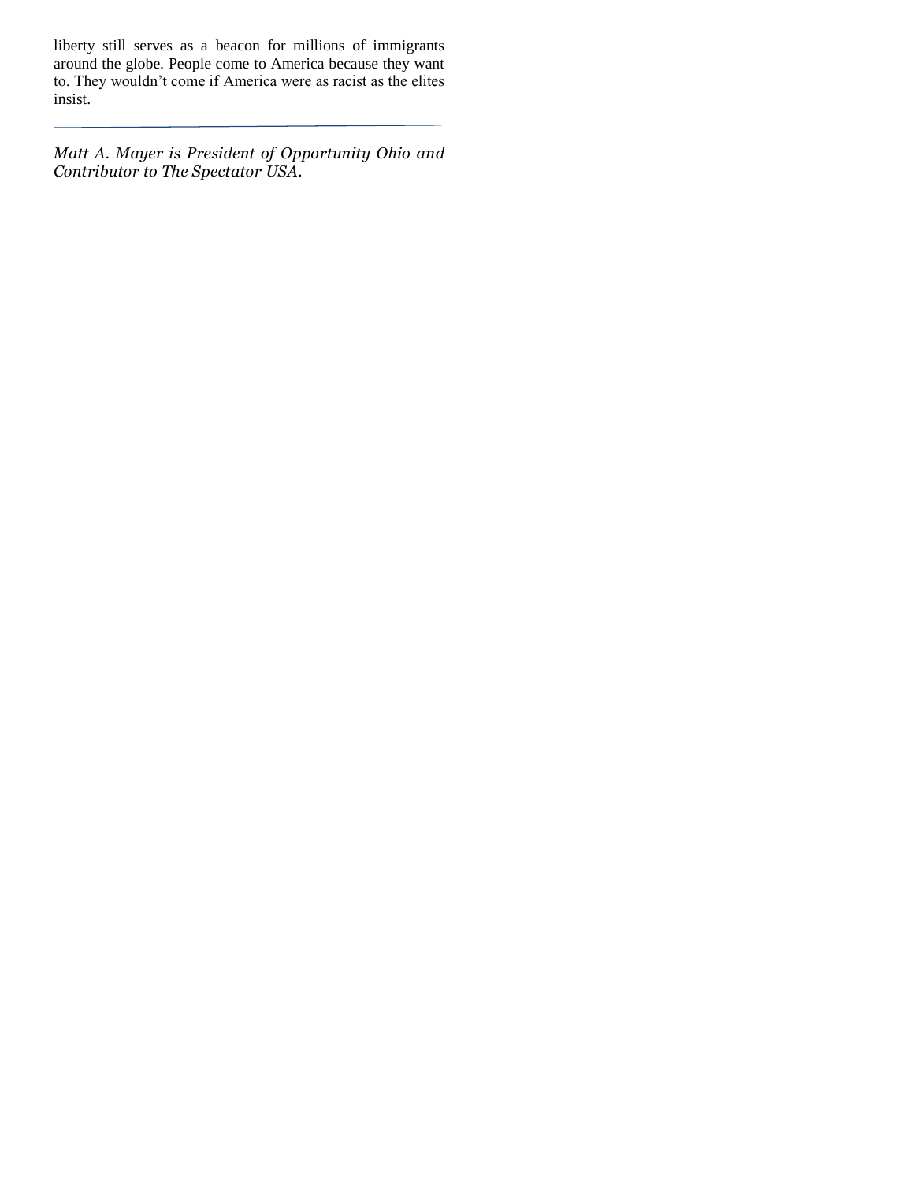liberty still serves as a beacon for millions of immigrants around the globe. People come to America because they want to. They wouldn't come if America were as racist as the elites insist.

---

*Matt A. Mayer is President of Opportunity Ohio and Contributor to The Spectator USA.*